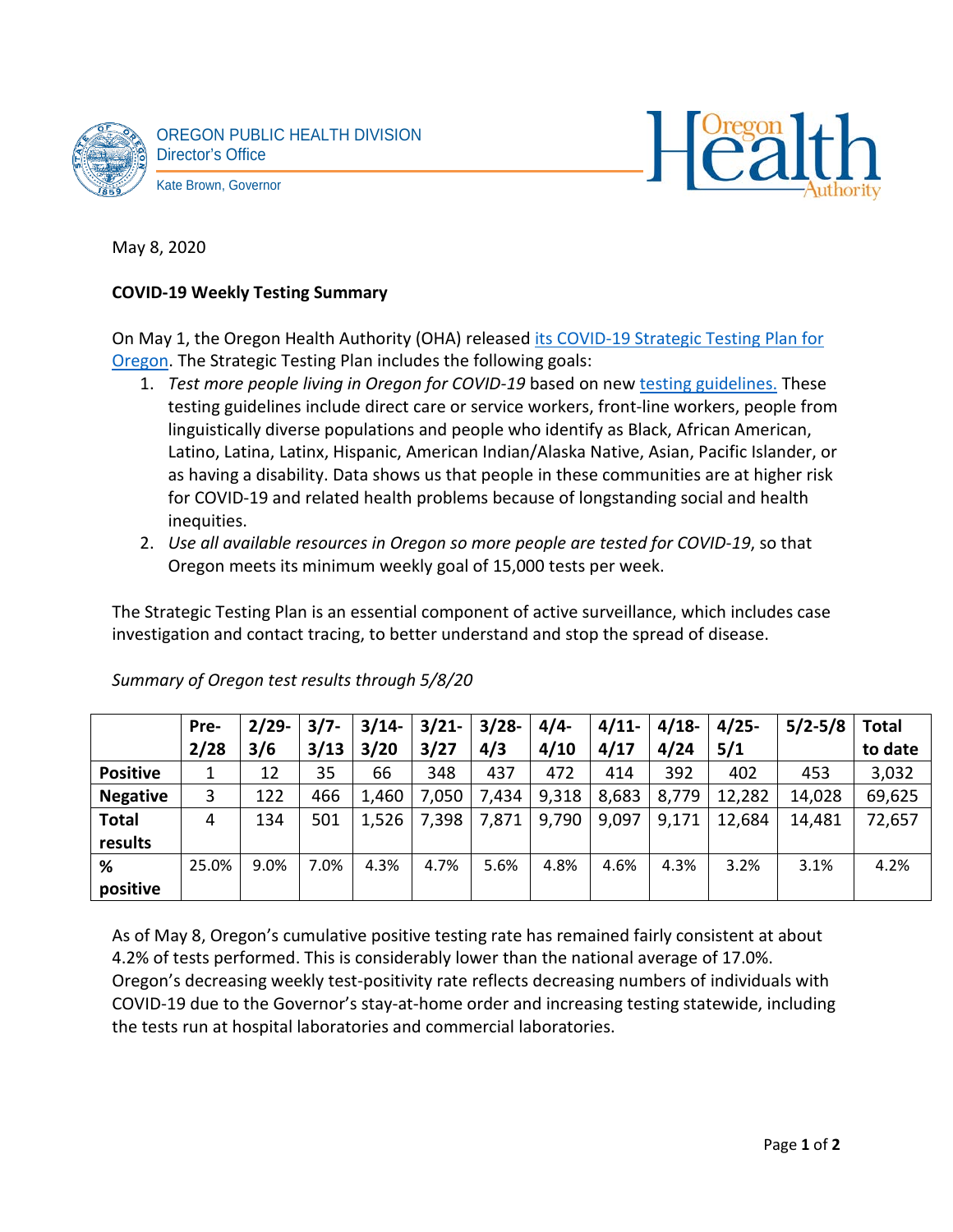OREGON PUBLIC HEALTH DIVISION
Director's Office

Kate Brown, Governor

May 8, 2020

**COVID-19 Weekly Testing Summary**

On May 1, the Oregon Health Authority (OHA) released its COVID-19 Strategic Testing Plan for Oregon. The Strategic Testing Plan includes the following goals:

1. *Test more people living in Oregon for COVID-19* based on new testing guidelines. These testing guidelines include direct care or service workers, front-line workers, people from linguistically diverse populations and people who identify as Black, African American, Latino, Latina, Latinx, Hispanic, American Indian/Alaska Native, Asian, Pacific Islander, or as having a disability. Data shows us that people in these communities are at higher risk for COVID-19 and related health problems because of longstanding social and health inequities.
2. *Use all available resources in Oregon so more people are tested for COVID-19*, so that Oregon meets its minimum weekly goal of 15,000 tests per week.

The Strategic Testing Plan is an essential component of active surveillance, which includes case investigation and contact tracing, to better understand and stop the spread of disease.

*Summary of Oregon test results through 5/8/20*

| | Pre-2/28 | 2/29-3/6 | 3/7-3/13 | 3/14-3/20 | 3/21-3/27 | 3/28-4/3 | 4/4-4/10 | 4/11-4/17 | 4/18-4/24 | 4/25-5/1 | 5/2-5/8 | Total to date |
|---|---|---|---|---|---|---|---|---|---|---|---|---|
| **Positive** | 1 | 12 | 35 | 66 | 348 | 437 | 472 | 414 | 392 | 402 | 453 | 3,032 |
| **Negative** | 3 | 122 | 466 | 1,460 | 7,050 | 7,434 | 9,318 | 8,683 | 8,779 | 12,282 | 14,028 | 69,625 |
| **Total results** | 4 | 134 | 501 | 1,526 | 7,398 | 7,871 | 9,790 | 9,097 | 9,171 | 12,684 | 14,481 | 72,657 |
| **% positive** | 25.0% | 9.0% | 7.0% | 4.3% | 4.7% | 5.6% | 4.8% | 4.6% | 4.3% | 3.2% | 3.1% | 4.2% |

As of May 8, Oregon's cumulative positive testing rate has remained fairly consistent at about 4.2% of tests performed. This is considerably lower than the national average of 17.0%. Oregon's decreasing weekly test-positivity rate reflects decreasing numbers of individuals with COVID-19 due to the Governor's stay-at-home order and increasing testing statewide, including the tests run at hospital laboratories and commercial laboratories.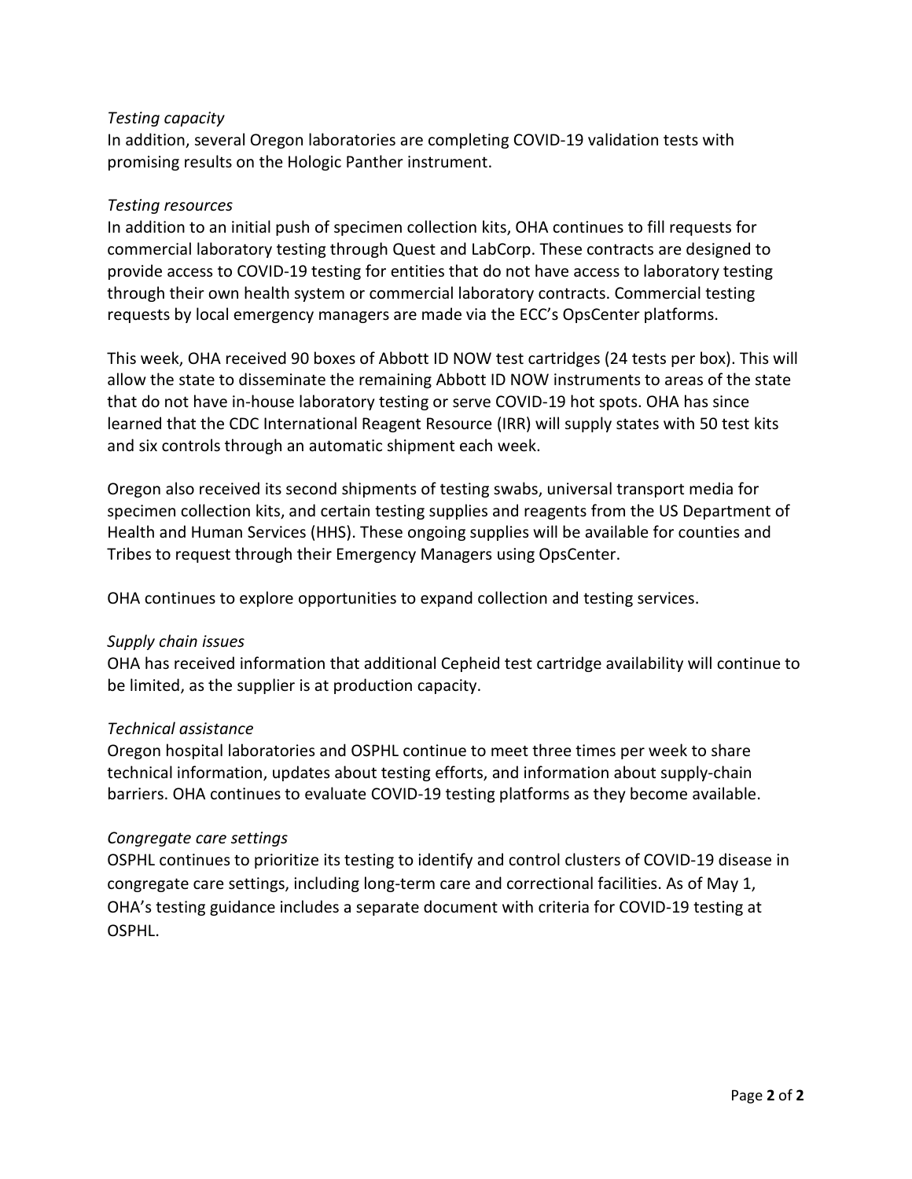*Testing capacity*

In addition, several Oregon laboratories are completing COVID-19 validation tests with promising results on the Hologic Panther instrument.

*Testing resources*

In addition to an initial push of specimen collection kits, OHA continues to fill requests for commercial laboratory testing through Quest and LabCorp. These contracts are designed to provide access to COVID-19 testing for entities that do not have access to laboratory testing through their own health system or commercial laboratory contracts. Commercial testing requests by local emergency managers are made via the ECC's OpsCenter platforms.

This week, OHA received 90 boxes of Abbott ID NOW test cartridges (24 tests per box). This will allow the state to disseminate the remaining Abbott ID NOW instruments to areas of the state that do not have in-house laboratory testing or serve COVID-19 hot spots. OHA has since learned that the CDC International Reagent Resource (IRR) will supply states with 50 test kits and six controls through an automatic shipment each week.

Oregon also received its second shipments of testing swabs, universal transport media for specimen collection kits, and certain testing supplies and reagents from the US Department of Health and Human Services (HHS). These ongoing supplies will be available for counties and Tribes to request through their Emergency Managers using OpsCenter.

OHA continues to explore opportunities to expand collection and testing services.

*Supply chain issues*

OHA has received information that additional Cepheid test cartridge availability will continue to be limited, as the supplier is at production capacity.

*Technical assistance*

Oregon hospital laboratories and OSPHL continue to meet three times per week to share technical information, updates about testing efforts, and information about supply-chain barriers. OHA continues to evaluate COVID-19 testing platforms as they become available.

*Congregate care settings*

OSPHL continues to prioritize its testing to identify and control clusters of COVID-19 disease in congregate care settings, including long-term care and correctional facilities. As of May 1, OHA's testing guidance includes a separate document with criteria for COVID-19 testing at OSPHL.